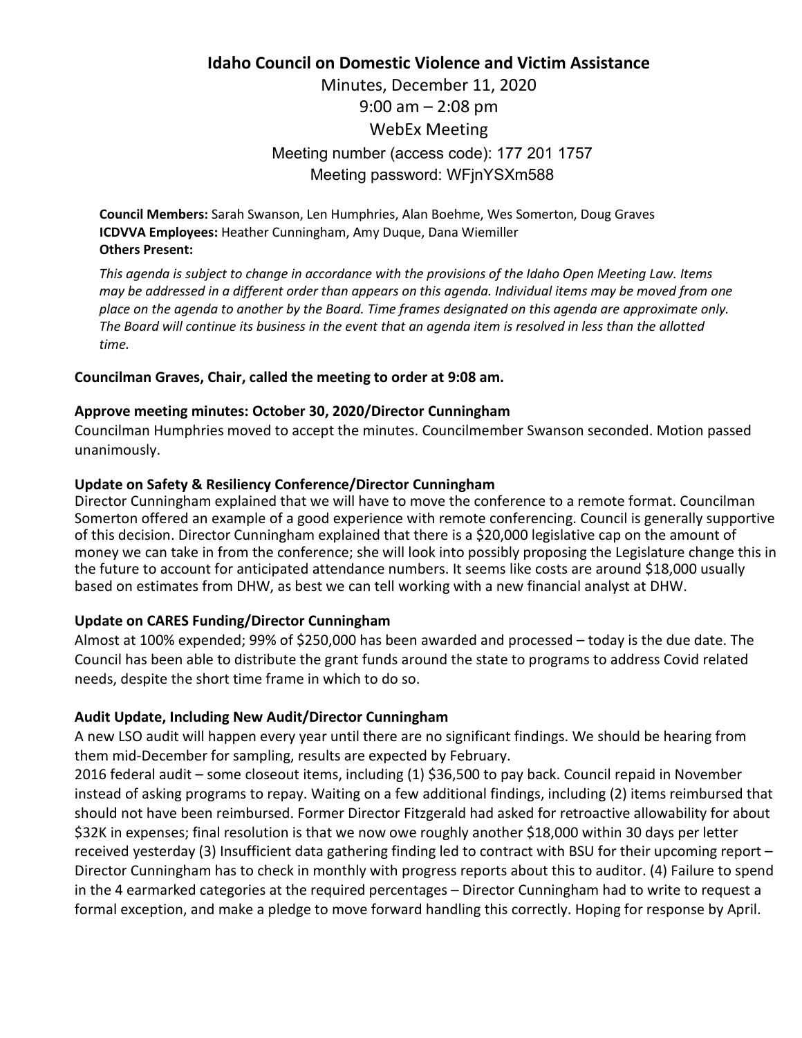# Idaho Council on Domestic Violence and Victim Assistance

Minutes, December 11, 2020

9:00 am – 2:08 pm

WebEx Meeting

Meeting number (access code): 177 201 1757

Meeting password: WFjnYSXm588

**Council Members:** Sarah Swanson, Len Humphries, Alan Boehme, Wes Somerton, Doug Graves
**ICDVVA Employees:** Heather Cunningham, Amy Duque, Dana Wiemiller
**Others Present:**

*This agenda is subject to change in accordance with the provisions of the Idaho Open Meeting Law. Items may be addressed in a different order than appears on this agenda. Individual items may be moved from one place on the agenda to another by the Board. Time frames designated on this agenda are approximate only. The Board will continue its business in the event that an agenda item is resolved in less than the allotted time.*

**Councilman Graves, Chair, called the meeting to order at 9:08 am.**

**Approve meeting minutes: October 30, 2020/Director Cunningham**

Councilman Humphries moved to accept the minutes. Councilmember Swanson seconded. Motion passed unanimously.

**Update on Safety & Resiliency Conference/Director Cunningham**

Director Cunningham explained that we will have to move the conference to a remote format. Councilman Somerton offered an example of a good experience with remote conferencing. Council is generally supportive of this decision. Director Cunningham explained that there is a $20,000 legislative cap on the amount of money we can take in from the conference; she will look into possibly proposing the Legislature change this in the future to account for anticipated attendance numbers. It seems like costs are around $18,000 usually based on estimates from DHW, as best we can tell working with a new financial analyst at DHW.

**Update on CARES Funding/Director Cunningham**

Almost at 100% expended; 99% of $250,000 has been awarded and processed – today is the due date. The Council has been able to distribute the grant funds around the state to programs to address Covid related needs, despite the short time frame in which to do so.

**Audit Update, Including New Audit/Director Cunningham**

A new LSO audit will happen every year until there are no significant findings. We should be hearing from them mid-December for sampling, results are expected by February.

2016 federal audit – some closeout items, including (1) $36,500 to pay back. Council repaid in November instead of asking programs to repay. Waiting on a few additional findings, including (2) items reimbursed that should not have been reimbursed. Former Director Fitzgerald had asked for retroactive allowability for about $32K in expenses; final resolution is that we now owe roughly another $18,000 within 30 days per letter received yesterday (3) Insufficient data gathering finding led to contract with BSU for their upcoming report – Director Cunningham has to check in monthly with progress reports about this to auditor. (4) Failure to spend in the 4 earmarked categories at the required percentages – Director Cunningham had to write to request a formal exception, and make a pledge to move forward handling this correctly. Hoping for response by April.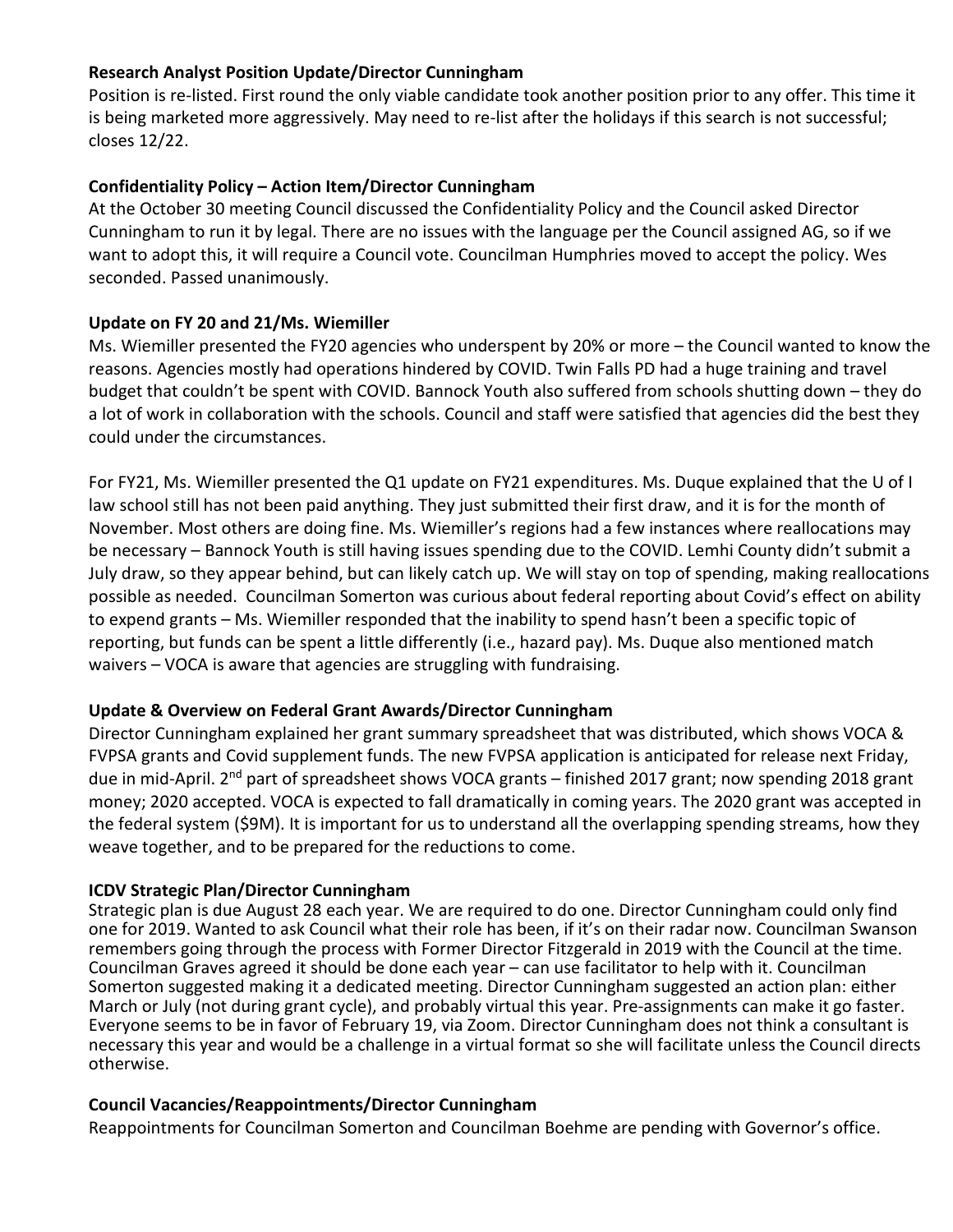**Research Analyst Position Update/Director Cunningham**

Position is re-listed. First round the only viable candidate took another position prior to any offer. This time it is being marketed more aggressively. May need to re-list after the holidays if this search is not successful; closes 12/22.

**Confidentiality Policy – Action Item/Director Cunningham**

At the October 30 meeting Council discussed the Confidentiality Policy and the Council asked Director Cunningham to run it by legal. There are no issues with the language per the Council assigned AG, so if we want to adopt this, it will require a Council vote. Councilman Humphries moved to accept the policy. Wes seconded. Passed unanimously.

**Update on FY 20 and 21/Ms. Wiemiller**

Ms. Wiemiller presented the FY20 agencies who underspent by 20% or more – the Council wanted to know the reasons. Agencies mostly had operations hindered by COVID. Twin Falls PD had a huge training and travel budget that couldn't be spent with COVID. Bannock Youth also suffered from schools shutting down – they do a lot of work in collaboration with the schools. Council and staff were satisfied that agencies did the best they could under the circumstances.

For FY21, Ms. Wiemiller presented the Q1 update on FY21 expenditures. Ms. Duque explained that the U of I law school still has not been paid anything. They just submitted their first draw, and it is for the month of November. Most others are doing fine. Ms. Wiemiller's regions had a few instances where reallocations may be necessary – Bannock Youth is still having issues spending due to the COVID. Lemhi County didn't submit a July draw, so they appear behind, but can likely catch up. We will stay on top of spending, making reallocations possible as needed. Councilman Somerton was curious about federal reporting about Covid's effect on ability to expend grants – Ms. Wiemiller responded that the inability to spend hasn't been a specific topic of reporting, but funds can be spent a little differently (i.e., hazard pay). Ms. Duque also mentioned match waivers – VOCA is aware that agencies are struggling with fundraising.

**Update & Overview on Federal Grant Awards/Director Cunningham**

Director Cunningham explained her grant summary spreadsheet that was distributed, which shows VOCA & FVPSA grants and Covid supplement funds. The new FVPSA application is anticipated for release next Friday, due in mid-April. 2nd part of spreadsheet shows VOCA grants – finished 2017 grant; now spending 2018 grant money; 2020 accepted. VOCA is expected to fall dramatically in coming years. The 2020 grant was accepted in the federal system ($9M). It is important for us to understand all the overlapping spending streams, how they weave together, and to be prepared for the reductions to come.

**ICDV Strategic Plan/Director Cunningham**

Strategic plan is due August 28 each year. We are required to do one. Director Cunningham could only find one for 2019. Wanted to ask Council what their role has been, if it's on their radar now. Councilman Swanson remembers going through the process with Former Director Fitzgerald in 2019 with the Council at the time. Councilman Graves agreed it should be done each year – can use facilitator to help with it. Councilman Somerton suggested making it a dedicated meeting. Director Cunningham suggested an action plan: either March or July (not during grant cycle), and probably virtual this year. Pre-assignments can make it go faster. Everyone seems to be in favor of February 19, via Zoom. Director Cunningham does not think a consultant is necessary this year and would be a challenge in a virtual format so she will facilitate unless the Council directs otherwise.

**Council Vacancies/Reappointments/Director Cunningham**

Reappointments for Councilman Somerton and Councilman Boehme are pending with Governor's office.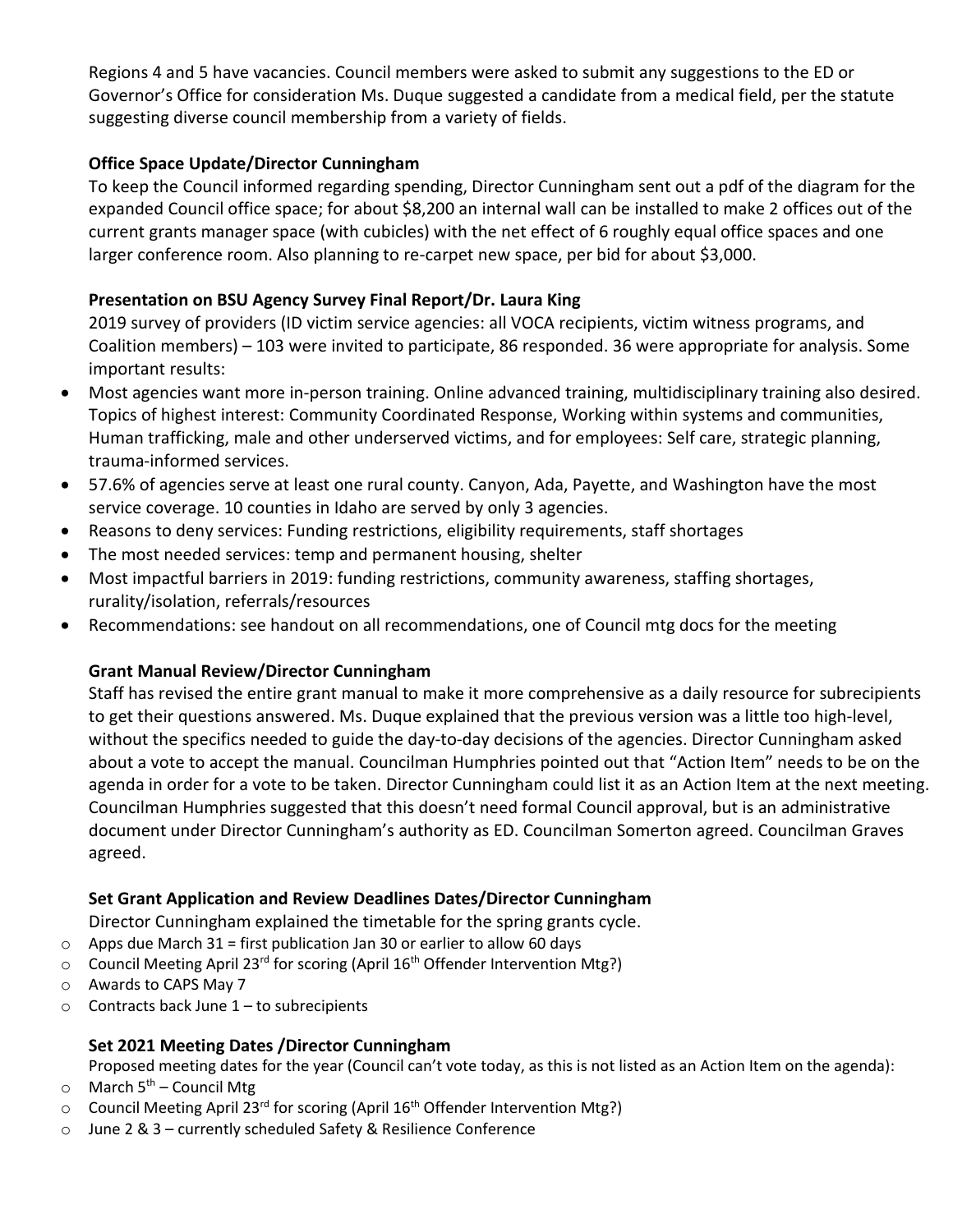Regions 4 and 5 have vacancies. Council members were asked to submit any suggestions to the ED or Governor's Office for consideration Ms. Duque suggested a candidate from a medical field, per the statute suggesting diverse council membership from a variety of fields.

**Office Space Update/Director Cunningham**

To keep the Council informed regarding spending, Director Cunningham sent out a pdf of the diagram for the expanded Council office space; for about $8,200 an internal wall can be installed to make 2 offices out of the current grants manager space (with cubicles) with the net effect of 6 roughly equal office spaces and one larger conference room. Also planning to re-carpet new space, per bid for about $3,000.

**Presentation on BSU Agency Survey Final Report/Dr. Laura King**

2019 survey of providers (ID victim service agencies: all VOCA recipients, victim witness programs, and Coalition members) – 103 were invited to participate, 86 responded. 36 were appropriate for analysis. Some important results:

- Most agencies want more in-person training. Online advanced training, multidisciplinary training also desired. Topics of highest interest: Community Coordinated Response, Working within systems and communities, Human trafficking, male and other underserved victims, and for employees: Self care, strategic planning, trauma-informed services.
- 57.6% of agencies serve at least one rural county. Canyon, Ada, Payette, and Washington have the most service coverage. 10 counties in Idaho are served by only 3 agencies.
- Reasons to deny services: Funding restrictions, eligibility requirements, staff shortages
- The most needed services: temp and permanent housing, shelter
- Most impactful barriers in 2019: funding restrictions, community awareness, staffing shortages, rurality/isolation, referrals/resources
- Recommendations: see handout on all recommendations, one of Council mtg docs for the meeting

**Grant Manual Review/Director Cunningham**

Staff has revised the entire grant manual to make it more comprehensive as a daily resource for subrecipients to get their questions answered. Ms. Duque explained that the previous version was a little too high-level, without the specifics needed to guide the day-to-day decisions of the agencies. Director Cunningham asked about a vote to accept the manual. Councilman Humphries pointed out that "Action Item" needs to be on the agenda in order for a vote to be taken. Director Cunningham could list it as an Action Item at the next meeting. Councilman Humphries suggested that this doesn't need formal Council approval, but is an administrative document under Director Cunningham's authority as ED. Councilman Somerton agreed. Councilman Graves agreed.

**Set Grant Application and Review Deadlines Dates/Director Cunningham**

Director Cunningham explained the timetable for the spring grants cycle.

- Apps due March 31 = first publication Jan 30 or earlier to allow 60 days
- Council Meeting April 23rd for scoring (April 16th Offender Intervention Mtg?)
- Awards to CAPS May 7
- Contracts back June 1 – to subrecipients

**Set 2021 Meeting Dates /Director Cunningham**

Proposed meeting dates for the year (Council can't vote today, as this is not listed as an Action Item on the agenda):

- March 5th – Council Mtg
- Council Meeting April 23rd for scoring (April 16th Offender Intervention Mtg?)
- June 2 & 3 – currently scheduled Safety & Resilience Conference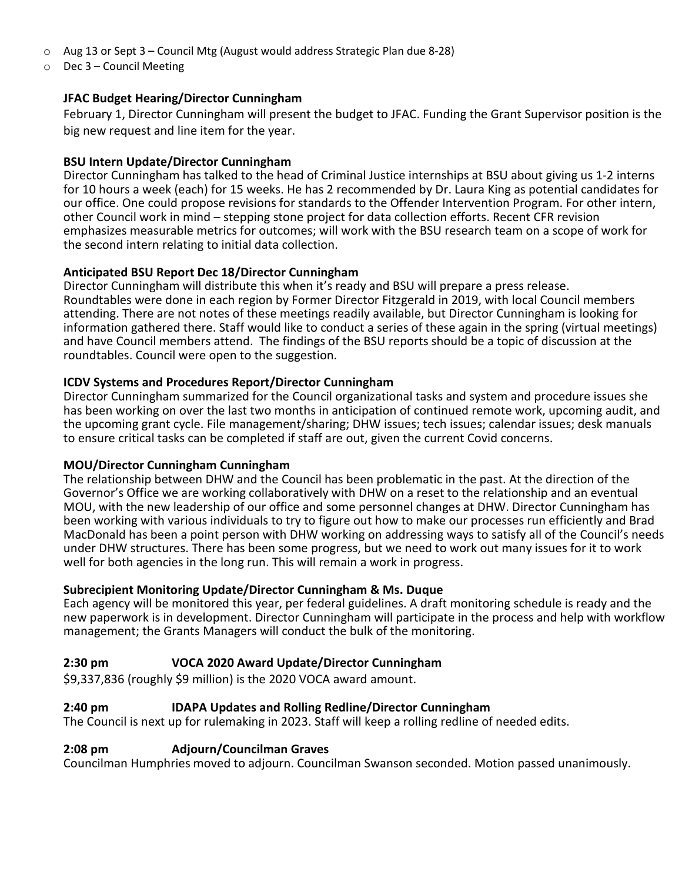- Aug 13 or Sept 3 – Council Mtg (August would address Strategic Plan due 8-28)
- Dec 3 – Council Meeting

**JFAC Budget Hearing/Director Cunningham**

February 1, Director Cunningham will present the budget to JFAC. Funding the Grant Supervisor position is the big new request and line item for the year.

**BSU Intern Update/Director Cunningham**

Director Cunningham has talked to the head of Criminal Justice internships at BSU about giving us 1-2 interns for 10 hours a week (each) for 15 weeks. He has 2 recommended by Dr. Laura King as potential candidates for our office. One could propose revisions for standards to the Offender Intervention Program. For other intern, other Council work in mind – stepping stone project for data collection efforts. Recent CFR revision emphasizes measurable metrics for outcomes; will work with the BSU research team on a scope of work for the second intern relating to initial data collection.

**Anticipated BSU Report Dec 18/Director Cunningham**

Director Cunningham will distribute this when it's ready and BSU will prepare a press release. Roundtables were done in each region by Former Director Fitzgerald in 2019, with local Council members attending. There are not notes of these meetings readily available, but Director Cunningham is looking for information gathered there. Staff would like to conduct a series of these again in the spring (virtual meetings) and have Council members attend. The findings of the BSU reports should be a topic of discussion at the roundtables. Council were open to the suggestion.

**ICDV Systems and Procedures Report/Director Cunningham**

Director Cunningham summarized for the Council organizational tasks and system and procedure issues she has been working on over the last two months in anticipation of continued remote work, upcoming audit, and the upcoming grant cycle. File management/sharing; DHW issues; tech issues; calendar issues; desk manuals to ensure critical tasks can be completed if staff are out, given the current Covid concerns.

**MOU/Director Cunningham Cunningham**

The relationship between DHW and the Council has been problematic in the past. At the direction of the Governor's Office we are working collaboratively with DHW on a reset to the relationship and an eventual MOU, with the new leadership of our office and some personnel changes at DHW. Director Cunningham has been working with various individuals to try to figure out how to make our processes run efficiently and Brad MacDonald has been a point person with DHW working on addressing ways to satisfy all of the Council's needs under DHW structures. There has been some progress, but we need to work out many issues for it to work well for both agencies in the long run. This will remain a work in progress.

**Subrecipient Monitoring Update/Director Cunningham & Ms. Duque**

Each agency will be monitored this year, per federal guidelines. A draft monitoring schedule is ready and the new paperwork is in development. Director Cunningham will participate in the process and help with workflow management; the Grants Managers will conduct the bulk of the monitoring.

**2:30 pm VOCA 2020 Award Update/Director Cunningham**

$9,337,836 (roughly $9 million) is the 2020 VOCA award amount.

**2:40 pm IDAPA Updates and Rolling Redline/Director Cunningham**

The Council is next up for rulemaking in 2023. Staff will keep a rolling redline of needed edits.

**2:08 pm Adjourn/Councilman Graves**

Councilman Humphries moved to adjourn. Councilman Swanson seconded. Motion passed unanimously.